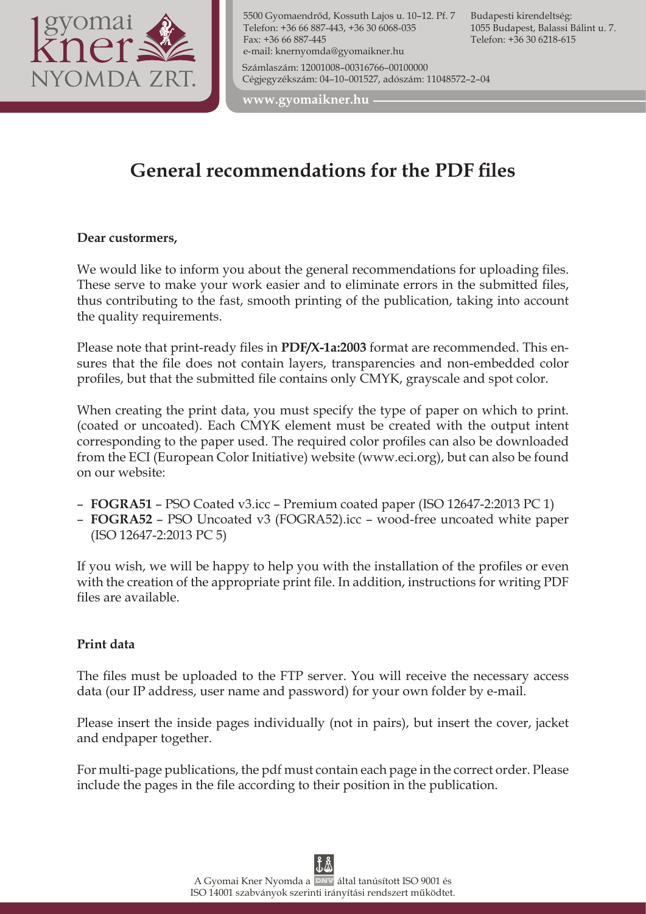# General recommendations for the PDF files

**Dear custormers,**

We would like to inform you about the general recommendations for uploading files. These serve to make your work easier and to eliminate errors in the submitted files, thus contributing to the fast, smooth printing of the publication, taking into account the quality requirements.

Please note that print-ready files in **PDF/X-1a:2003** format are recommended. This ensures that the file does not contain layers, transparencies and non-embedded color profiles, but that the submitted file contains only CMYK, grayscale and spot color.

When creating the print data, you must specify the type of paper on which to print. (coated or uncoated). Each CMYK element must be created with the output intent corresponding to the paper used. The required color profiles can also be downloaded from the ECI (European Color Initiative) website (www.eci.org), but can also be found on our website:

- **FOGRA51** – PSO Coated v3.icc – Premium coated paper (ISO 12647-2:2013 PC 1)
- **FOGRA52** – PSO Uncoated v3 (FOGRA52).icc – wood-free uncoated white paper (ISO 12647-2:2013 PC 5)

If you wish, we will be happy to help you with the installation of the profiles or even with the creation of the appropriate print file. In addition, instructions for writing PDF files are available.

**Print data**

The files must be uploaded to the FTP server. You will receive the necessary access data (our IP address, user name and password) for your own folder by e-mail.

Please insert the inside pages individually (not in pairs), but insert the cover, jacket and endpaper together.

For multi-page publications, the pdf must contain each page in the correct order. Please include the pages in the file according to their position in the publication.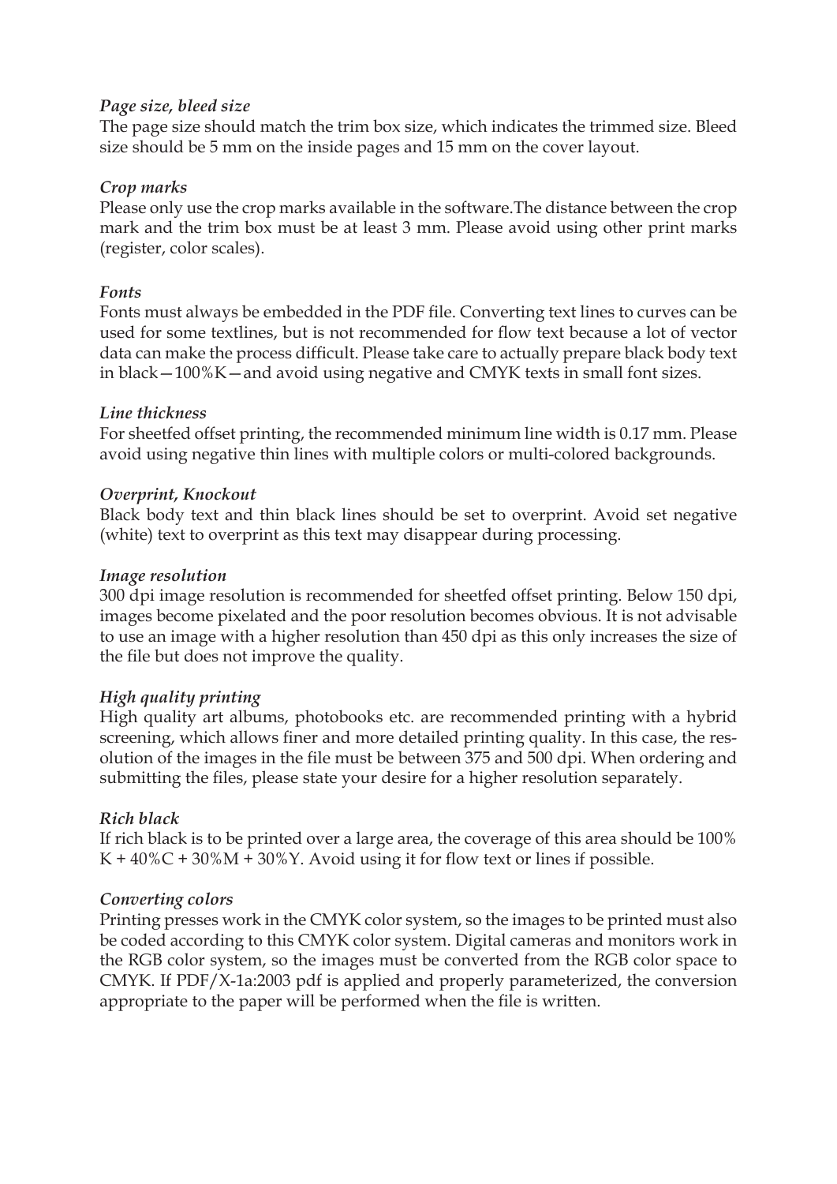*Page size, bleed size*

The page size should match the trim box size, which indicates the trimmed size. Bleed size should be 5 mm on the inside pages and 15 mm on the cover layout.

*Crop marks*

Please only use the crop marks available in the software.The distance between the crop mark and the trim box must be at least 3 mm. Please avoid using other print marks (register, color scales).

*Fonts*

Fonts must always be embedded in the PDF file. Converting text lines to curves can be used for some textlines, but is not recommended for flow text because a lot of vector data can make the process difficult. Please take care to actually prepare black body text in black—100%K—and avoid using negative and CMYK texts in small font sizes.

*Line thickness*

For sheetfed offset printing, the recommended minimum line width is 0.17 mm. Please avoid using negative thin lines with multiple colors or multi-colored backgrounds.

*Overprint, Knockout*

Black body text and thin black lines should be set to overprint. Avoid set negative (white) text to overprint as this text may disappear during processing.

*Image resolution*

300 dpi image resolution is recommended for sheetfed offset printing. Below 150 dpi, images become pixelated and the poor resolution becomes obvious. It is not advisable to use an image with a higher resolution than 450 dpi as this only increases the size of the file but does not improve the quality.

*High quality printing*

High quality art albums, photobooks etc. are recommended printing with a hybrid screening, which allows finer and more detailed printing quality. In this case, the resolution of the images in the file must be between 375 and 500 dpi. When ordering and submitting the files, please state your desire for a higher resolution separately.

*Rich black*

If rich black is to be printed over a large area, the coverage of this area should be 100% K + 40%C + 30%M + 30%Y. Avoid using it for flow text or lines if possible.

*Converting colors*

Printing presses work in the CMYK color system, so the images to be printed must also be coded according to this CMYK color system. Digital cameras and monitors work in the RGB color system, so the images must be converted from the RGB color space to CMYK. If PDF/X-1a:2003 pdf is applied and properly parameterized, the conversion appropriate to the paper will be performed when the file is written.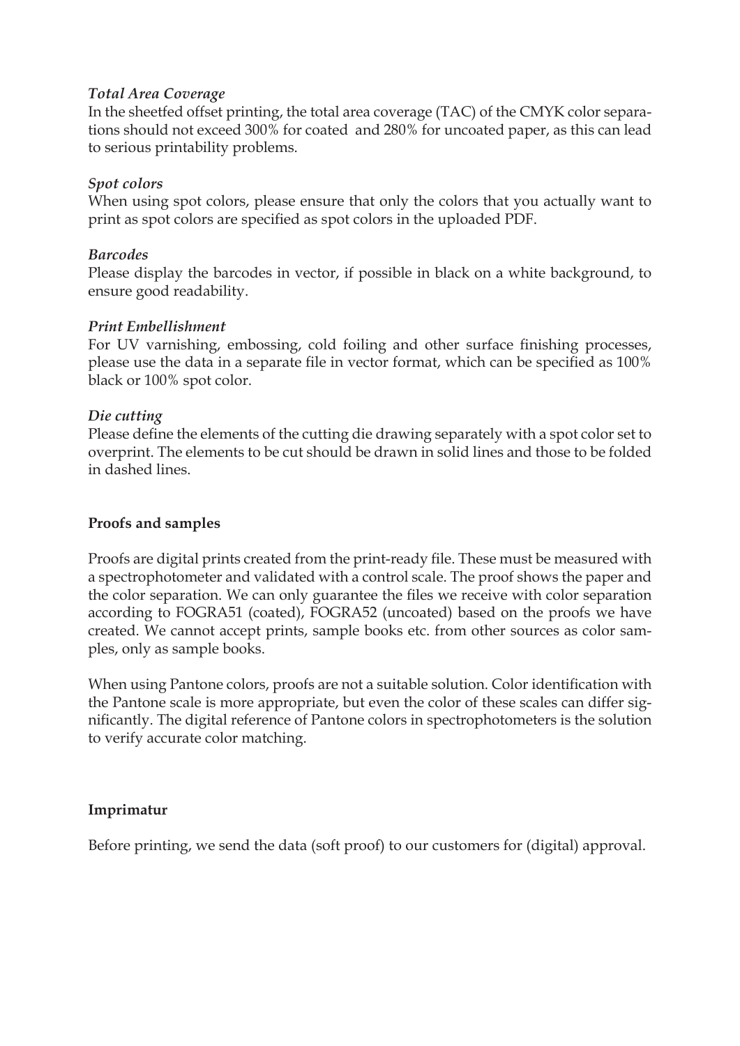*Total Area Coverage*

In the sheetfed offset printing, the total area coverage (TAC) of the CMYK color separations should not exceed 300% for coated and 280% for uncoated paper, as this can lead to serious printability problems.

*Spot colors*

When using spot colors, please ensure that only the colors that you actually want to print as spot colors are specified as spot colors in the uploaded PDF.

*Barcodes*

Please display the barcodes in vector, if possible in black on a white background, to ensure good readability.

*Print Embellishment*

For UV varnishing, embossing, cold foiling and other surface finishing processes, please use the data in a separate file in vector format, which can be specified as 100% black or 100% spot color.

*Die cutting*

Please define the elements of the cutting die drawing separately with a spot color set to overprint. The elements to be cut should be drawn in solid lines and those to be folded in dashed lines.

**Proofs and samples**

Proofs are digital prints created from the print-ready file. These must be measured with a spectrophotometer and validated with a control scale. The proof shows the paper and the color separation. We can only guarantee the files we receive with color separation according to FOGRA51 (coated), FOGRA52 (uncoated) based on the proofs we have created. We cannot accept prints, sample books etc. from other sources as color samples, only as sample books.

When using Pantone colors, proofs are not a suitable solution. Color identification with the Pantone scale is more appropriate, but even the color of these scales can differ significantly. The digital reference of Pantone colors in spectrophotometers is the solution to verify accurate color matching.

**Imprimatur**

Before printing, we send the data (soft proof) to our customers for (digital) approval.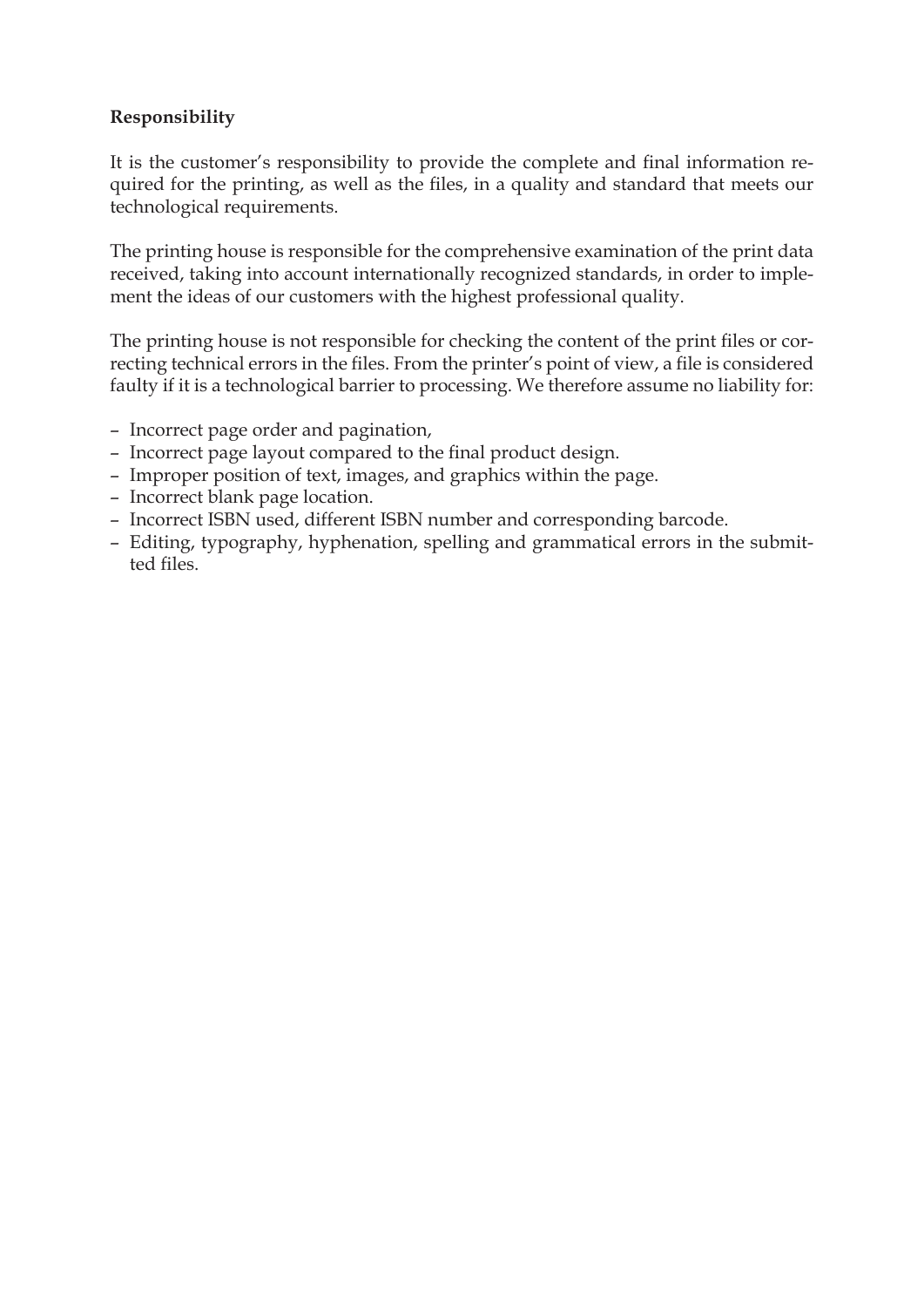**Responsibility**

It is the customer's responsibility to provide the complete and final information required for the printing, as well as the files, in a quality and standard that meets our technological requirements.

The printing house is responsible for the comprehensive examination of the print data received, taking into account internationally recognized standards, in order to implement the ideas of our customers with the highest professional quality.

The printing house is not responsible for checking the content of the print files or correcting technical errors in the files. From the printer's point of view, a file is considered faulty if it is a technological barrier to processing. We therefore assume no liability for:

- Incorrect page order and pagination,
- Incorrect page layout compared to the final product design.
- Improper position of text, images, and graphics within the page.
- Incorrect blank page location.
- Incorrect ISBN used, different ISBN number and corresponding barcode.
- Editing, typography, hyphenation, spelling and grammatical errors in the submitted files.